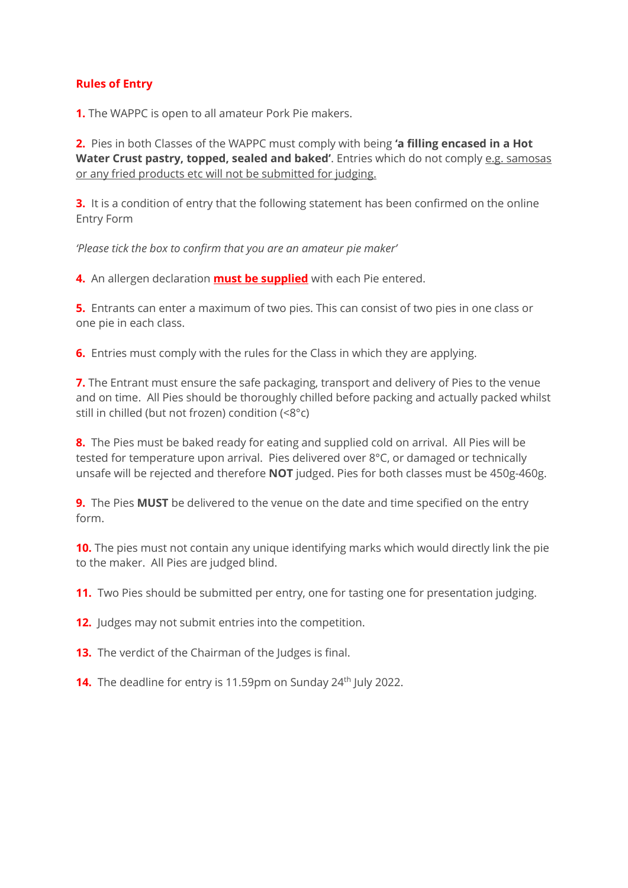## Rules of Entry

**1.** The WAPPC is open to all amateur Pork Pie makers.

**2.** Pies in both Classes of the WAPPC must comply with being **'a filling encased in a Hot Water Crust pastry, topped, sealed and baked'**. Entries which do not comply e.g. samosas or any fried products etc will not be submitted for judging.

**3.** It is a condition of entry that the following statement has been confirmed on the online Entry Form

*'Please tick the box to confirm that you are an amateur pie maker'*

**4.** An allergen declaration **must be supplied** with each Pie entered.

**5.** Entrants can enter a maximum of two pies. This can consist of two pies in one class or one pie in each class.

**6.** Entries must comply with the rules for the Class in which they are applying.

**7.** The Entrant must ensure the safe packaging, transport and delivery of Pies to the venue and on time. All Pies should be thoroughly chilled before packing and actually packed whilst still in chilled (but not frozen) condition (<8°c)

**8.** The Pies must be baked ready for eating and supplied cold on arrival. All Pies will be tested for temperature upon arrival. Pies delivered over 8°C, or damaged or technically unsafe will be rejected and therefore **NOT** judged. Pies for both classes must be 450g-460g.

**9.** The Pies **MUST** be delivered to the venue on the date and time specified on the entry form.

**10.** The pies must not contain any unique identifying marks which would directly link the pie to the maker. All Pies are judged blind.

**11.** Two Pies should be submitted per entry, one for tasting one for presentation judging.

**12.** Judges may not submit entries into the competition.

**13.** The verdict of the Chairman of the Judges is final.

**14.** The deadline for entry is 11.59pm on Sunday 24th July 2022.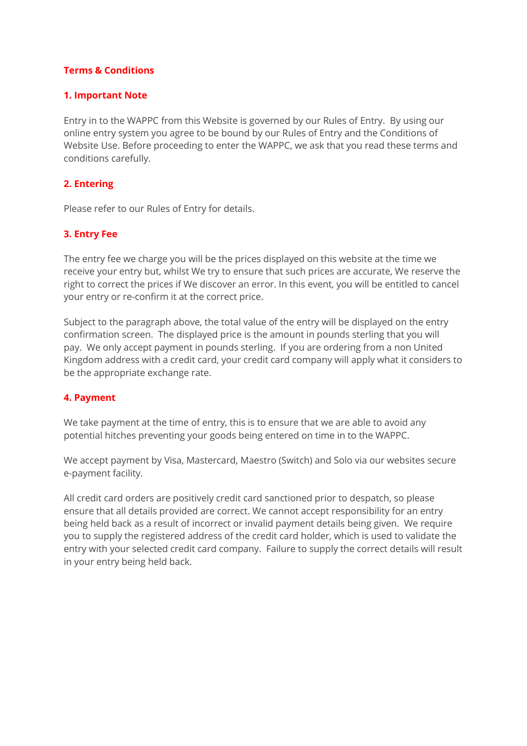# Terms & Conditions

## 1. Important Note

Entry in to the WAPPC from this Website is governed by our Rules of Entry. By using our online entry system you agree to be bound by our Rules of Entry and the Conditions of Website Use. Before proceeding to enter the WAPPC, we ask that you read these terms and conditions carefully.

## 2. Entering

Please refer to our Rules of Entry for details.

## 3. Entry Fee

The entry fee we charge you will be the prices displayed on this website at the time we receive your entry but, whilst We try to ensure that such prices are accurate, We reserve the right to correct the prices if We discover an error. In this event, you will be entitled to cancel your entry or re-confirm it at the correct price.

Subject to the paragraph above, the total value of the entry will be displayed on the entry confirmation screen. The displayed price is the amount in pounds sterling that you will pay. We only accept payment in pounds sterling. If you are ordering from a non United Kingdom address with a credit card, your credit card company will apply what it considers to be the appropriate exchange rate.

## 4. Payment

We take payment at the time of entry, this is to ensure that we are able to avoid any potential hitches preventing your goods being entered on time in to the WAPPC.

We accept payment by Visa, Mastercard, Maestro (Switch) and Solo via our websites secure e-payment facility.

All credit card orders are positively credit card sanctioned prior to despatch, so please ensure that all details provided are correct. We cannot accept responsibility for an entry being held back as a result of incorrect or invalid payment details being given. We require you to supply the registered address of the credit card holder, which is used to validate the entry with your selected credit card company. Failure to supply the correct details will result in your entry being held back.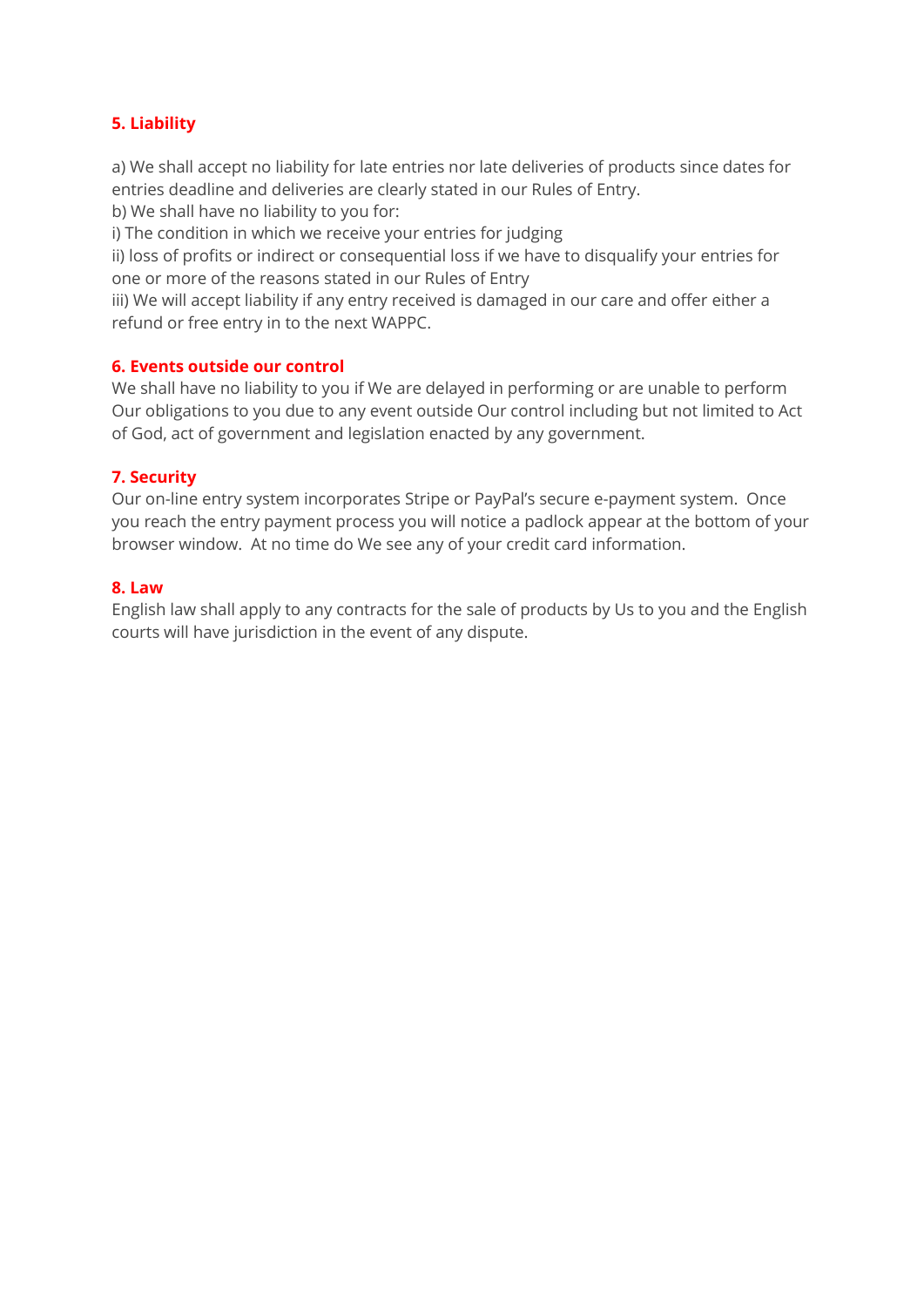## 5. Liability

a) We shall accept no liability for late entries nor late deliveries of products since dates for entries deadline and deliveries are clearly stated in our Rules of Entry.
b) We shall have no liability to you for:
i) The condition in which we receive your entries for judging
ii) loss of profits or indirect or consequential loss if we have to disqualify your entries for one or more of the reasons stated in our Rules of Entry
iii) We will accept liability if any entry received is damaged in our care and offer either a refund or free entry in to the next WAPPC.

## 6. Events outside our control

We shall have no liability to you if We are delayed in performing or are unable to perform Our obligations to you due to any event outside Our control including but not limited to Act of God, act of government and legislation enacted by any government.

## 7. Security

Our on-line entry system incorporates Stripe or PayPal's secure e-payment system. Once you reach the entry payment process you will notice a padlock appear at the bottom of your browser window. At no time do We see any of your credit card information.

## 8. Law

English law shall apply to any contracts for the sale of products by Us to you and the English courts will have jurisdiction in the event of any dispute.